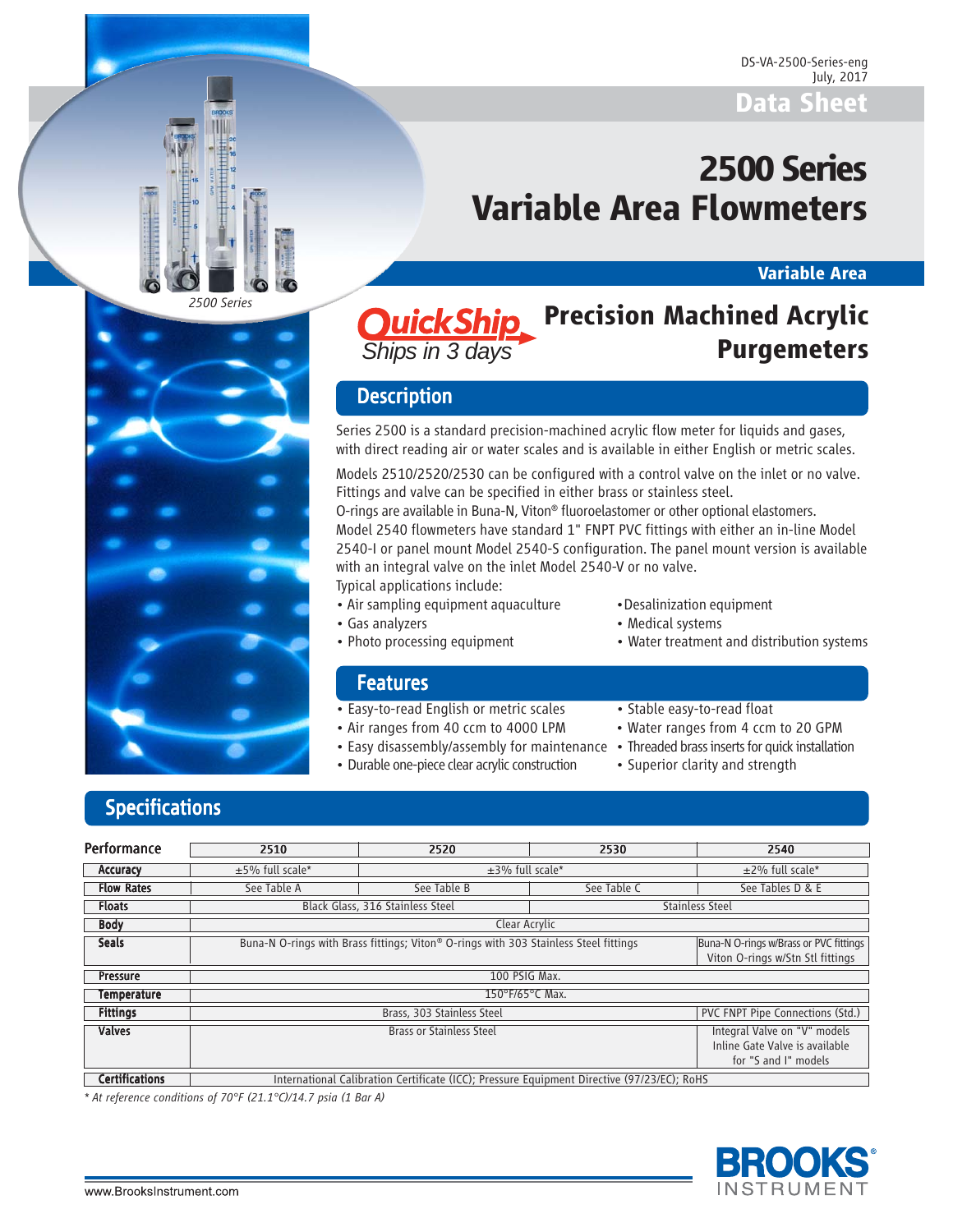DS-VA-2500-Series-eng
July, 2017

Data Sheet

# 2500 Series Variable Area Flowmeters

Variable Area

2500 Series

QuickShip Ships in 3 days

## Precision Machined Acrylic Purgemeters

## Description

Series 2500 is a standard precision-machined acrylic flow meter for liquids and gases, with direct reading air or water scales and is available in either English or metric scales.

Models 2510/2520/2530 can be configured with a control valve on the inlet or no valve. Fittings and valve can be specified in either brass or stainless steel.
O-rings are available in Buna-N, Viton® fluoroelastomer or other optional elastomers.
Model 2540 flowmeters have standard 1" FNPT PVC fittings with either an in-line Model 2540-I or panel mount Model 2540-S configuration. The panel mount version is available with an integral valve on the inlet Model 2540-V or no valve.
Typical applications include:

- Air sampling equipment aquaculture
- Gas analyzers
- Photo processing equipment
- Desalinization equipment
- Medical systems
- Water treatment and distribution systems

## Features

- Easy-to-read English or metric scales
- Air ranges from 40 ccm to 4000 LPM
- Easy disassembly/assembly for maintenance
- Durable one-piece clear acrylic construction
- Stable easy-to-read float
- Water ranges from 4 ccm to 20 GPM
- Threaded brass inserts for quick installation
- Superior clarity and strength

## Specifications

| Performance | 2510 | 2520 | 2530 | 2540 |
|---|---|---|---|---|
| Accuracy | ±5% full scale* | ±3% full scale* | | ±2% full scale* |
| Flow Rates | See Table A | See Table B | See Table C | See Tables D & E |
| Floats | Black Glass, 316 Stainless Steel | | Stainless Steel | |
| Body | Clear Acrylic | | | |
| Seals | Buna-N O-rings with Brass fittings; Viton® O-rings with 303 Stainless Steel fittings | | | Buna-N O-rings w/Brass or PVC fittings Viton O-rings w/Stn Stl fittings |
| Pressure | 100 PSIG Max. | | | |
| Temperature | 150°F/65°C Max. | | | |
| Fittings | Brass, 303 Stainless Steel | | | PVC FNPT Pipe Connections (Std.) |
| Valves | Brass or Stainless Steel | | | Integral Valve on "V" models Inline Gate Valve is available for "S and I" models |
| Certifications | International Calibration Certificate (ICC); Pressure Equipment Directive (97/23/EC); RoHS | | | |

*\* At reference conditions of 70°F (21.1°C)/14.7 psia (1 Bar A)*

www.BrooksInstrument.com

BROOKS INSTRUMENT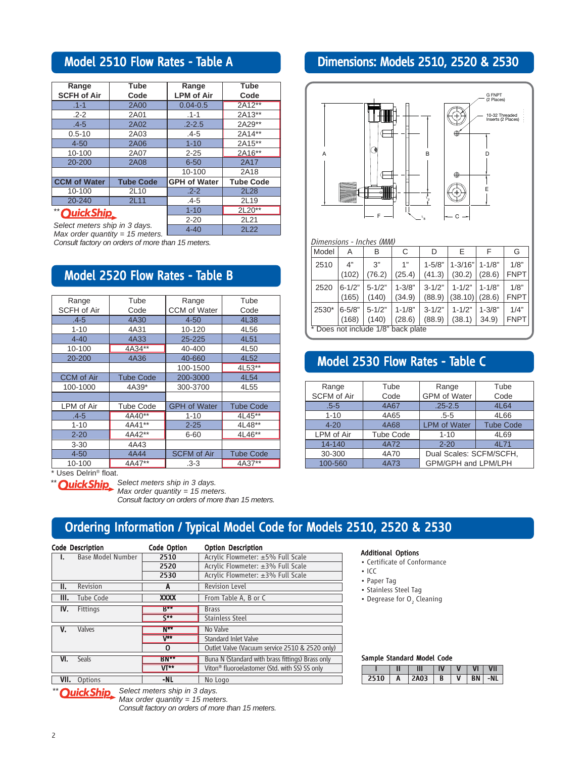## Model 2510 Flow Rates - Table A

| Range SCFH of Air | Tube Code | Range LPM of Air | Tube Code |
|---|---|---|---|
| .1-1 | 2A00 | 0.04-0.5 | 2A12** |
| .2-2 | 2A01 | .1-1 | 2A13** |
| .4-5 | 2A02 | .2-2.5 | 2A29** |
| 0.5-10 | 2A03 | .4-5 | 2A14** |
| 4-50 | 2A06 | 1-10 | 2A15** |
| 10-100 | 2A07 | 2-25 | 2A16** |
| 20-200 | 2A08 | 6-50 | 2A17 |
| | | 10-100 | 2A18 |
| **CCM of Water** | **Tube Code** | **GPH of Water** | **Tube Code** |
| 10-100 | 2L10 | .2-2 | 2L28 |
| 20-240 | 2L11 | .4-5 | 2L19 |
| | | 1-10 | 2L20** |
| | | 2-20 | 2L21 |
| | | 4-40 | 2L22 |

** QuickShip

*Select meters ship in 3 days.*
*Max order quantity = 15 meters.*
*Consult factory on orders of more than 15 meters.*

## Model 2520 Flow Rates - Table B

| Range SCFH of Air | Tube Code | Range CCM of Water | Tube Code |
|---|---|---|---|
| .4-5 | 4A30 | 4-50 | 4L38 |
| 1-10 | 4A31 | 10-120 | 4L56 |
| 4-40 | 4A33 | 25-225 | 4L51 |
| 10-100 | 4A34** | 40-400 | 4L50 |
| 20-200 | 4A36 | 40-660 | 4L52 |
| | | 100-1500 | 4L53** |
| CCM of Air | Tube Code | 200-3000 | 4L54 |
| 100-1000 | 4A39* | 300-3700 | 4L55 |
| | | | |
| LPM of Air | Tube Code | GPH of Water | Tube Code |
| .4-5 | 4A40** | 1-10 | 4L45** |
| 1-10 | 4A41** | 2-25 | 4L48** |
| 2-20 | 4A42** | 6-60 | 4L46** |
| 3-30 | 4A43 | | |
| 4-50 | 4A44 | SCFM of Air | Tube Code |
| 10-100 | 4A47** | .3-3 | 4A37** |

\* Uses Delrin® float.

** QuickShip *Select meters ship in 3 days.*
*Max order quantity = 15 meters.*
*Consult factory on orders of more than 15 meters.*

## Dimensions: Models 2510, 2520 & 2530

G FNPT (2 Places)

10-32 Threaded Inserts (2 Places)

*Dimensions - Inches (MM)*

| Model | A | B | C | D | E | F | G |
|---|---|---|---|---|---|---|---|
| 2510 | 4" (102) | 3" (76.2) | 1" (25.4) | 1-5/8" (41.3) | 1-3/16" (30.2) | 1-1/8" (28.6) | 1/8" FNPT |
| 2520 | 6-1/2" (165) | 5-1/2" (140) | 1-3/8" (34.9) | 3-1/2" (88.9) | 1-1/2" (38.10) | 1-1/8" (28.6) | 1/8" FNPT |
| 2530* | 6-5/8" (168) | 5-1/2" (140) | 1-1/8" (28.6) | 3-1/2" (88.9) | 1-1/2" (38.1) | 1-3/8" 34.9) | 1/4" FNPT |

\* Does not include 1/8" back plate

## Model 2530 Flow Rates - Table C

| Range SCFM of Air | Tube Code | Range GPM of Water | Tube Code |
|---|---|---|---|
| .5-5 | 4A67 | .25-2.5 | 4L64 |
| 1-10 | 4A65 | .5-5 | 4L66 |
| 4-20 | 4A68 | LPM of Water | Tube Code |
| LPM of Air | Tube Code | 1-10 | 4L69 |
| 14-140 | 4A72 | 2-20 | 4L71 |
| 30-300 | 4A70 | Dual Scales: SCFM/SCFH, GPM/GPH and LPM/LPH | |
| 100-560 | 4A73 | | |

## Ordering Information / Typical Model Code for Models 2510, 2520 & 2530

| Code | Description | Code Option | Option Description |
|---|---|---|---|
| I. | Base Model Number | 2510 | Acrylic Flowmeter: ±5% Full Scale |
| | | 2520 | Acrylic Flowmeter: ±3% Full Scale |
| | | 2530 | Acrylic Flowmeter: ±3% Full Scale |
| II. | Revision | A | Revision Level |
| III. | Tube Code | XXXX | From Table A, B or C |
| IV. | Fittings | B** | Brass |
| | | S** | Stainless Steel |
| V. | Valves | N** | No Valve |
| | | V** | Standard Inlet Valve |
| | | O | Outlet Valve (Vacuum service 2510 & 2520 only) |
| VI. | Seals | BN** | Buna N (Standard with brass fittings) Brass only |
| | | VT** | Viton® fluoroelastomer (Std. with SS) SS only |
| VII. | Options | -NL | No Logo |

** QuickShip *Select meters ship in 3 days.*
*Max order quantity = 15 meters.*
*Consult factory on orders of more than 15 meters.*

**Additional Options**

- Certificate of Conformance
- ICC
- Paper Tag
- Stainless Steel Tag
- Degrease for $O_2$ Cleaning

**Sample Standard Model Code**

| I | II | III | IV | V | VI | VII |
|---|---|---|---|---|---|---|
| 2510 | A | 2A03 | B | V | BN | -NL |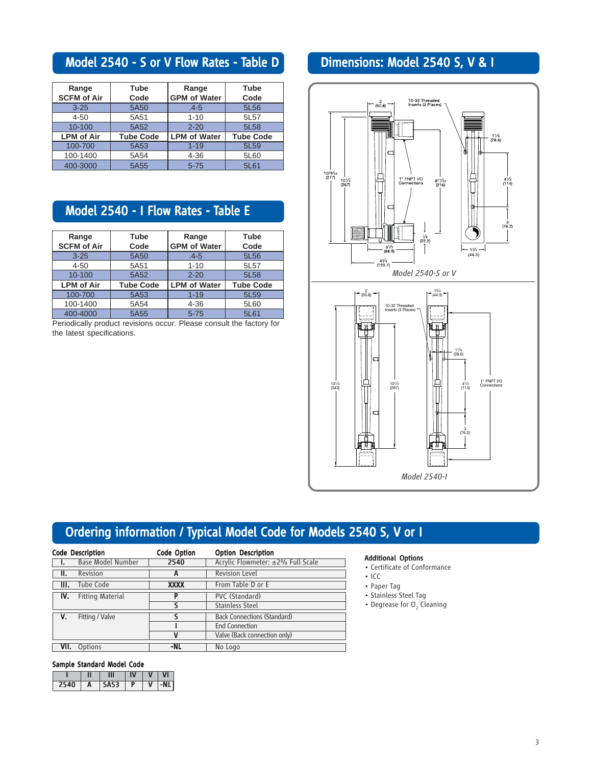## Model 2540 - S or V Flow Rates - Table D

| Range SCFM of Air | Tube Code | Range GPM of Water | Tube Code |
|---|---|---|---|
| 3-25 | 5A50 | .4-5 | 5L56 |
| 4-50 | 5A51 | 1-10 | 5L57 |
| 10-100 | 5A52 | 2-20 | 5L58 |
| **LPM of Air** | **Tube Code** | **LPM of Water** | **Tube Code** |
| 100-700 | 5A53 | 1-19 | 5L59 |
| 100-1400 | 5A54 | 4-36 | 5L60 |
| 400-3000 | 5A55 | 5-75 | 5L61 |

## Model 2540 - I Flow Rates - Table E

| Range SCFM of Air | Tube Code | Range GPM of Water | Tube Code |
|---|---|---|---|
| 3-25 | 5A50 | .4-5 | 5L56 |
| 4-50 | 5A51 | 1-10 | 5L57 |
| 10-100 | 5A52 | 2-20 | 5L58 |
| **LPM of Air** | **Tube Code** | **LPM of Water** | **Tube Code** |
| 100-700 | 5A53 | 1-19 | 5L59 |
| 100-1400 | 5A54 | 4-36 | 5L60 |
| 400-4000 | 5A55 | 5-75 | 5L61 |

Periodically product revisions occur. Please consult the factory for the latest specifications.

## Dimensions: Model 2540 S, V & I

*Model 2540-S or V*

*Model 2540-I*

## Ordering information / Typical Model Code for Models 2540 S, V or I

| Code | Description | Code Option | Option Description |
|---|---|---|---|
| I. | Base Model Number | 2540 | Acrylic Flowmeter: ±2% Full Scale |
| II. | Revision | A | Revision Level |
| III. | Tube Code | XXXX | From Table D or E |
| IV. | Fitting Material | P | PVC (Standard) |
| | | S | Stainless Steel |
| V. | Fitting / Valve | S | Back Connections (Standard) |
| | | I | End Connection |
| | | V | Valve (Back connection only) |
| VII. | Options | -NL | No Logo |

**Additional Options**

- Certificate of Conformance
- ICC
- Paper Tag
- Stainless Steel Tag
- Degrease for $O_2$ Cleaning

**Sample Standard Model Code**

| I | II | III | IV | V | VI |
|---|---|---|---|---|---|
| 2540 | A | 5A53 | P | V | -NL |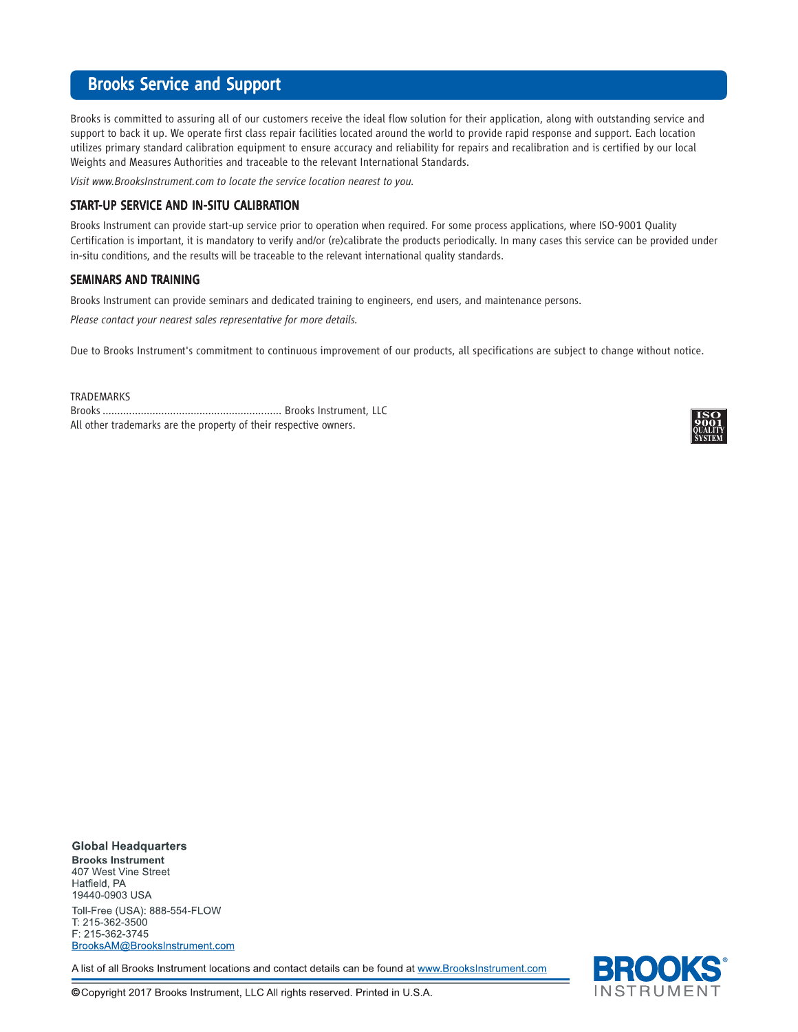## Brooks Service and Support

Brooks is committed to assuring all of our customers receive the ideal flow solution for their application, along with outstanding service and support to back it up. We operate first class repair facilities located around the world to provide rapid response and support. Each location utilizes primary standard calibration equipment to ensure accuracy and reliability for repairs and recalibration and is certified by our local Weights and Measures Authorities and traceable to the relevant International Standards.

*Visit www.BrooksInstrument.com to locate the service location nearest to you.*

### START-UP SERVICE AND IN-SITU CALIBRATION

Brooks Instrument can provide start-up service prior to operation when required. For some process applications, where ISO-9001 Quality Certification is important, it is mandatory to verify and/or (re)calibrate the products periodically. In many cases this service can be provided under in-situ conditions, and the results will be traceable to the relevant international quality standards.

### SEMINARS AND TRAINING

Brooks Instrument can provide seminars and dedicated training to engineers, end users, and maintenance persons.

*Please contact your nearest sales representative for more details.*

Due to Brooks Instrument's commitment to continuous improvement of our products, all specifications are subject to change without notice.

TRADEMARKS
Brooks ............................................................. Brooks Instrument, LLC
All other trademarks are the property of their respective owners.

ISO 9001 QUALITY SYSTEM

**Global Headquarters**
**Brooks Instrument**
407 West Vine Street
Hatfield, PA
19440-0903 USA

Toll-Free (USA): 888-554-FLOW
T: 215-362-3500
F: 215-362-3745
BrooksAM@BrooksInstrument.com

A list of all Brooks Instrument locations and contact details can be found at www.BrooksInstrument.com

©Copyright 2017 Brooks Instrument, LLC All rights reserved. Printed in U.S.A.

BROOKS® INSTRUMENT